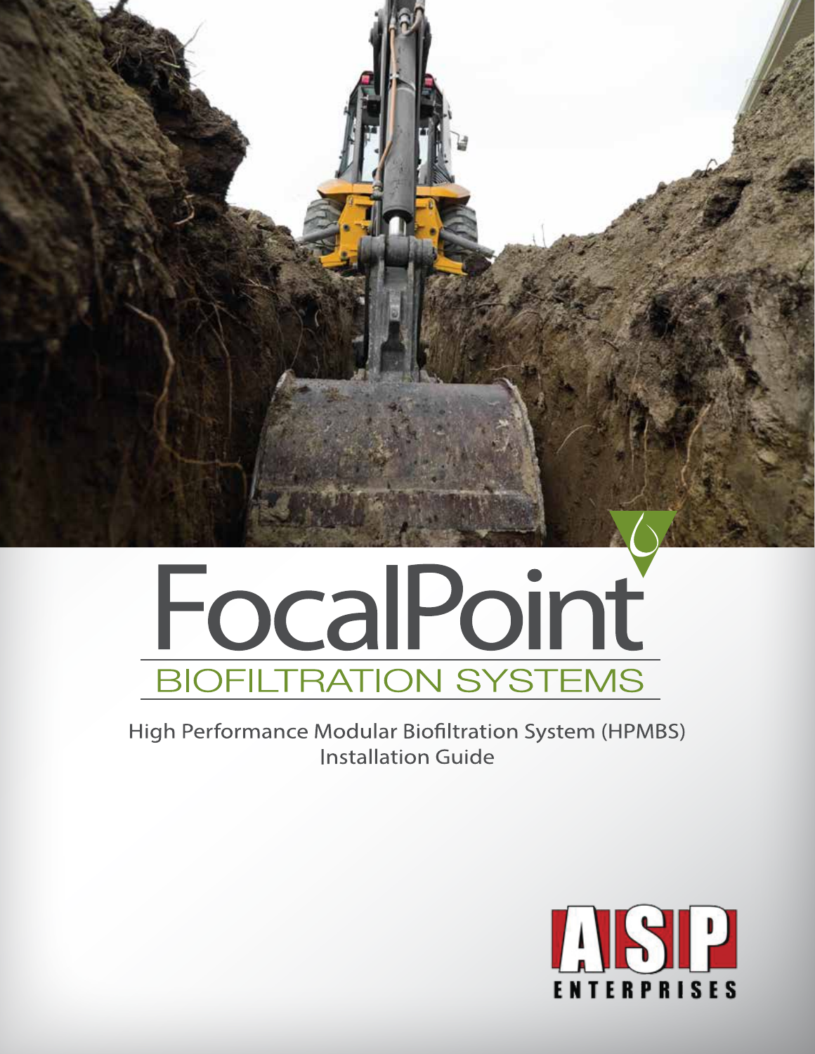# FocalPoint

## BIOFILTRATION SYSTEMS

High Performance Modular Biofiltration System (HPMBS)
Installation Guide

ASP ENTERPRISES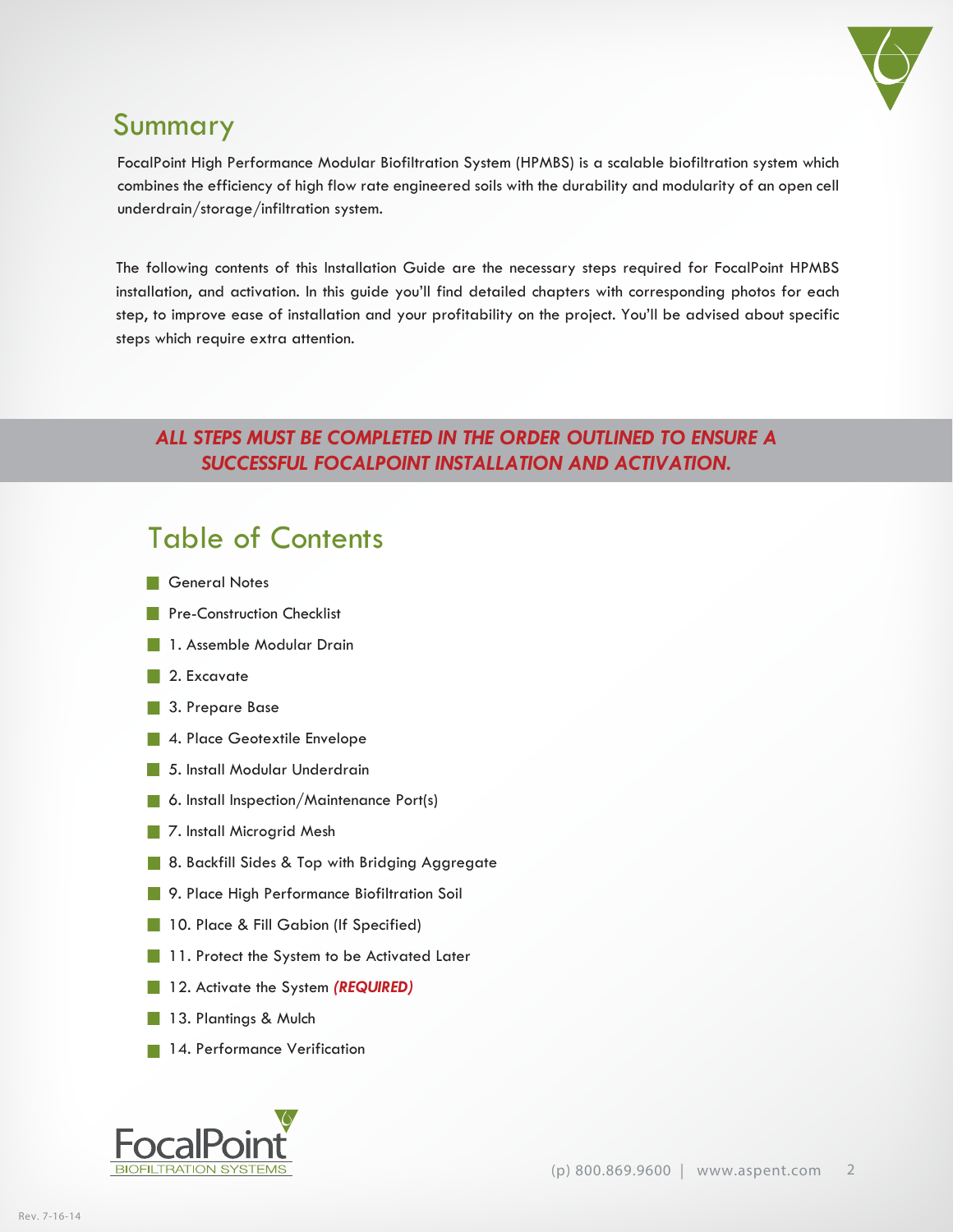## Summary

FocalPoint High Performance Modular Biofiltration System (HPMBS) is a scalable biofiltration system which combines the efficiency of high flow rate engineered soils with the durability and modularity of an open cell underdrain/storage/infiltration system.

The following contents of this Installation Guide are the necessary steps required for FocalPoint HPMBS installation, and activation. In this guide you'll find detailed chapters with corresponding photos for each step, to improve ease of installation and your profitability on the project. You'll be advised about specific steps which require extra attention.

***ALL STEPS MUST BE COMPLETED IN THE ORDER OUTLINED TO ENSURE A SUCCESSFUL FOCALPOINT INSTALLATION AND ACTIVATION.***

## Table of Contents

- General Notes
- Pre-Construction Checklist
- 1. Assemble Modular Drain
- 2. Excavate
- 3. Prepare Base
- 4. Place Geotextile Envelope
- 5. Install Modular Underdrain
- 6. Install Inspection/Maintenance Port(s)
- 7. Install Microgrid Mesh
- 8. Backfill Sides & Top with Bridging Aggregate
- 9. Place High Performance Biofiltration Soil
- 10. Place & Fill Gabion (If Specified)
- 11. Protect the System to be Activated Later
- 12. Activate the System ***(REQUIRED)***
- 13. Plantings & Mulch
- 14. Performance Verification

FocalPoint BIOFILTRATION SYSTEMS

(p) 800.869.9600 | www.aspent.com

Rev. 7-16-14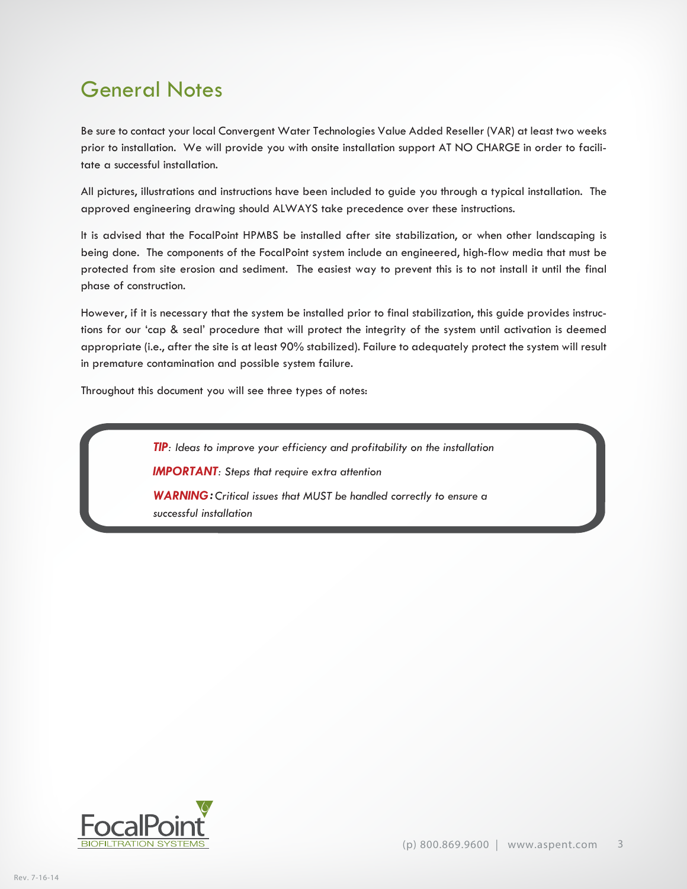# General Notes

Be sure to contact your local Convergent Water Technologies Value Added Reseller (VAR) at least two weeks prior to installation. We will provide you with onsite installation support AT NO CHARGE in order to facilitate a successful installation.

All pictures, illustrations and instructions have been included to guide you through a typical installation. The approved engineering drawing should ALWAYS take precedence over these instructions.

It is advised that the FocalPoint HPMBS be installed after site stabilization, or when other landscaping is being done. The components of the FocalPoint system include an engineered, high-flow media that must be protected from site erosion and sediment. The easiest way to prevent this is to not install it until the final phase of construction.

However, if it is necessary that the system be installed prior to final stabilization, this guide provides instructions for our 'cap & seal' procedure that will protect the integrity of the system until activation is deemed appropriate (i.e., after the site is at least 90% stabilized). Failure to adequately protect the system will result in premature contamination and possible system failure.

Throughout this document you will see three types of notes:

> ***TIP***: *Ideas to improve your efficiency and profitability on the installation*
>
> ***IMPORTANT***: *Steps that require extra attention*
>
> ***WARNING***: *Critical issues that MUST be handled correctly to ensure a successful installation*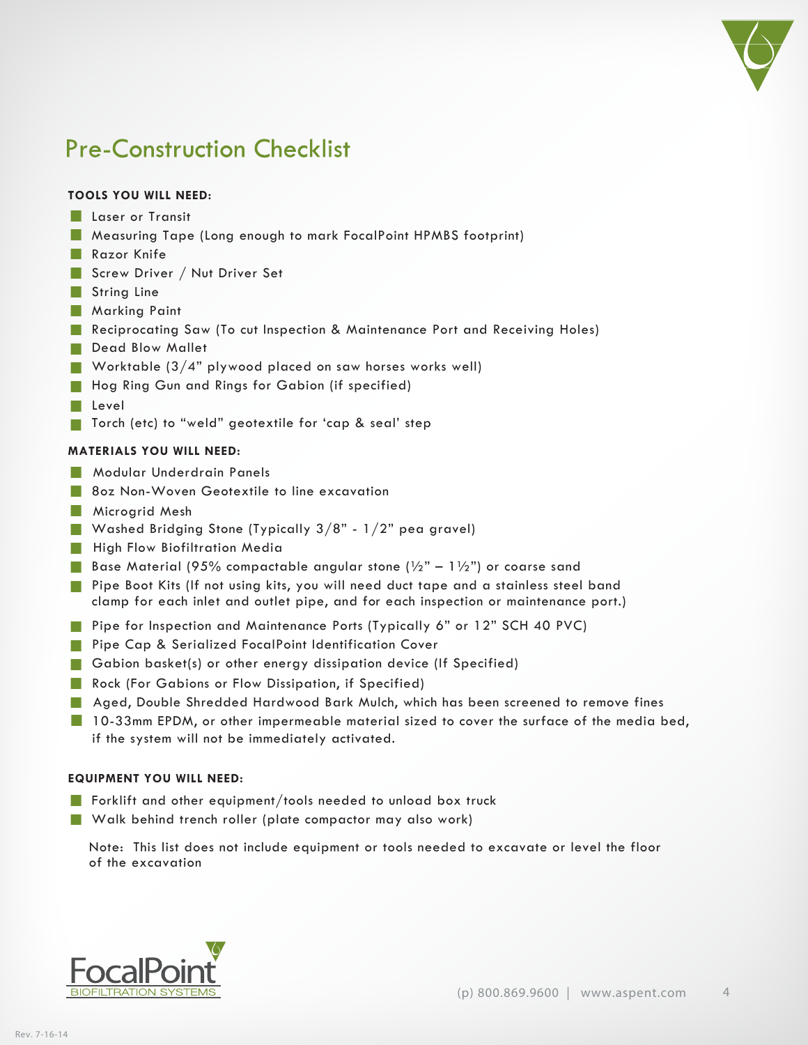# Pre-Construction Checklist

**TOOLS YOU WILL NEED:**

- Laser or Transit
- Measuring Tape (Long enough to mark FocalPoint HPMBS footprint)
- Razor Knife
- Screw Driver / Nut Driver Set
- String Line
- Marking Paint
- Reciprocating Saw (To cut Inspection & Maintenance Port and Receiving Holes)
- Dead Blow Mallet
- Worktable (3/4" plywood placed on saw horses works well)
- Hog Ring Gun and Rings for Gabion (if specified)
- Level
- Torch (etc) to "weld" geotextile for 'cap & seal' step

**MATERIALS YOU WILL NEED:**

- Modular Underdrain Panels
- 8oz Non-Woven Geotextile to line excavation
- Microgrid Mesh
- Washed Bridging Stone (Typically 3/8" - 1/2" pea gravel)
- High Flow Biofiltration Media
- Base Material (95% compactable angular stone (½" – 1½") or coarse sand
- Pipe Boot Kits (If not using kits, you will need duct tape and a stainless steel band clamp for each inlet and outlet pipe, and for each inspection or maintenance port.)
- Pipe for Inspection and Maintenance Ports (Typically 6" or 12" SCH 40 PVC)
- Pipe Cap & Serialized FocalPoint Identification Cover
- Gabion basket(s) or other energy dissipation device (If Specified)
- Rock (For Gabions or Flow Dissipation, if Specified)
- Aged, Double Shredded Hardwood Bark Mulch, which has been screened to remove fines
- 10-33mm EPDM, or other impermeable material sized to cover the surface of the media bed, if the system will not be immediately activated.

**EQUIPMENT YOU WILL NEED:**

- Forklift and other equipment/tools needed to unload box truck
- Walk behind trench roller (plate compactor may also work)

Note: This list does not include equipment or tools needed to excavate or level the floor of the excavation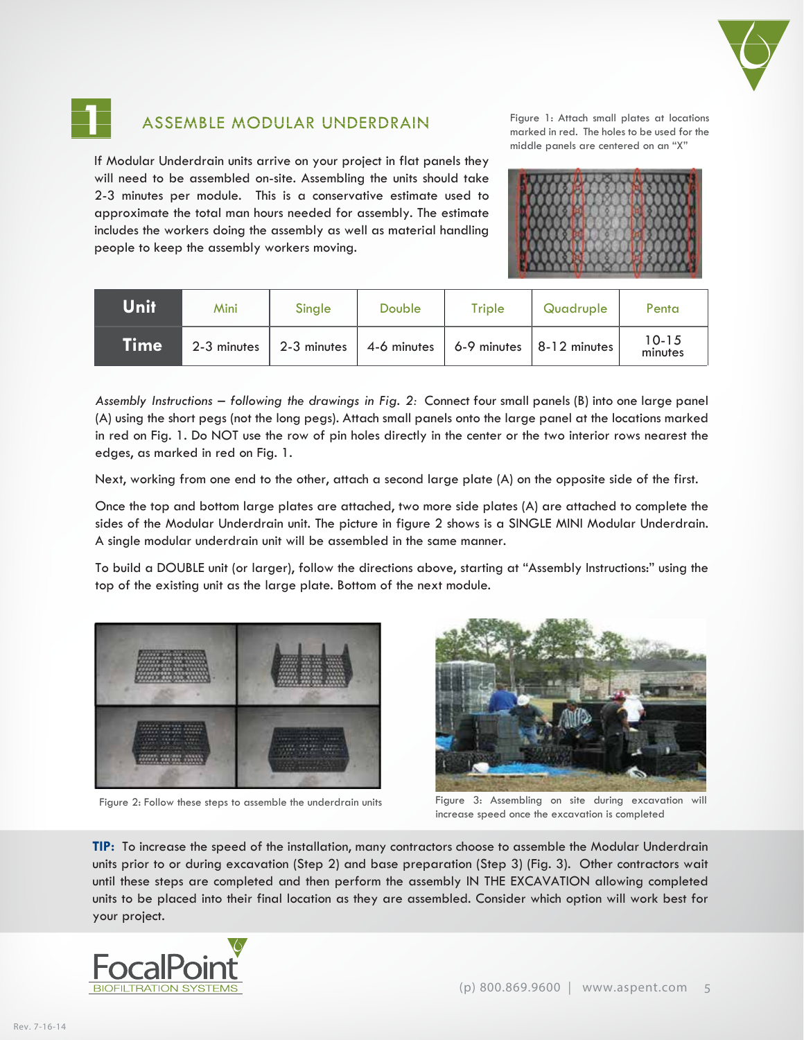# 1 ASSEMBLE MODULAR UNDERDRAIN

If Modular Underdrain units arrive on your project in flat panels they will need to be assembled on-site. Assembling the units should take 2-3 minutes per module. This is a conservative estimate used to approximate the total man hours needed for assembly. The estimate includes the workers doing the assembly as well as material handling people to keep the assembly workers moving.

Figure 1: Attach small plates at locations marked in red. The holes to be used for the middle panels are centered on an "X"

| Unit | Mini | Single | Double | Triple | Quadruple | Penta |
|---|---|---|---|---|---|---|
| Time | 2-3 minutes | 2-3 minutes | 4-6 minutes | 6-9 minutes | 8-12 minutes | 10-15 minutes |

*Assembly Instructions – following the drawings in Fig. 2:* Connect four small panels (B) into one large panel (A) using the short pegs (not the long pegs). Attach small panels onto the large panel at the locations marked in red on Fig. 1. Do NOT use the row of pin holes directly in the center or the two interior rows nearest the edges, as marked in red on Fig. 1.

Next, working from one end to the other, attach a second large plate (A) on the opposite side of the first.

Once the top and bottom large plates are attached, two more side plates (A) are attached to complete the sides of the Modular Underdrain unit. The picture in figure 2 shows is a SINGLE MINI Modular Underdrain. A single modular underdrain unit will be assembled in the same manner.

To build a DOUBLE unit (or larger), follow the directions above, starting at "Assembly Instructions:" using the top of the existing unit as the large plate. Bottom of the next module.

Figure 2: Follow these steps to assemble the underdrain units

Figure 3: Assembling on site during excavation will increase speed once the excavation is completed

**TIP:** To increase the speed of the installation, many contractors choose to assemble the Modular Underdrain units prior to or during excavation (Step 2) and base preparation (Step 3) (Fig. 3). Other contractors wait until these steps are completed and then perform the assembly IN THE EXCAVATION allowing completed units to be placed into their final location as they are assembled. Consider which option will work best for your project.

FocalPoint BIOFILTRATION SYSTEMS

(p) 800.869.9600 | www.aspent.com

Rev. 7-16-14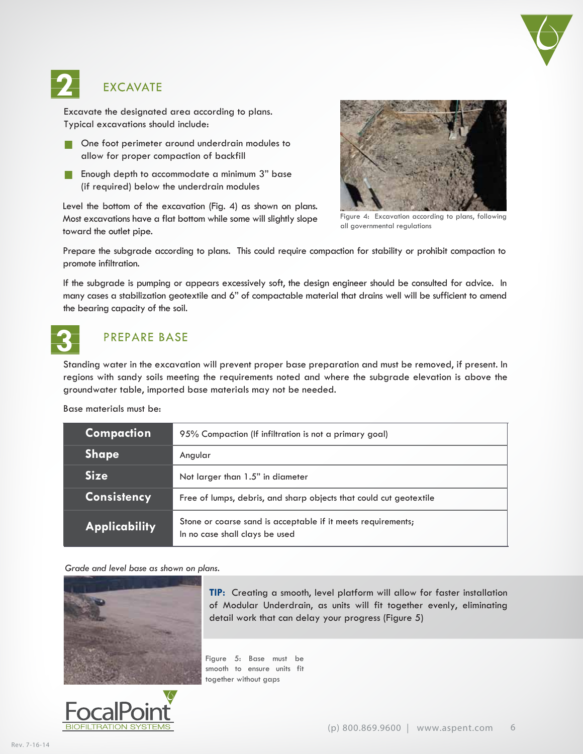## 2 EXCAVATE

Excavate the designated area according to plans. Typical excavations should include:

- One foot perimeter around underdrain modules to allow for proper compaction of backfill
- Enough depth to accommodate a minimum 3" base (if required) below the underdrain modules

Level the bottom of the excavation (Fig. 4) as shown on plans. Most excavations have a flat bottom while some will slightly slope toward the outlet pipe.

Figure 4: Excavation according to plans, following all governmental regulations

Prepare the subgrade according to plans. This could require compaction for stability or prohibit compaction to promote infiltration.

If the subgrade is pumping or appears excessively soft, the design engineer should be consulted for advice. In many cases a stabilization geotextile and 6" of compactable material that drains well will be sufficient to amend the bearing capacity of the soil.

## 3 PREPARE BASE

Standing water in the excavation will prevent proper base preparation and must be removed, if present. In regions with sandy soils meeting the requirements noted and where the subgrade elevation is above the groundwater table, imported base materials may not be needed.

Base materials must be:

| | |
|---|---|
| **Compaction** | 95% Compaction (If infiltration is not a primary goal) |
| **Shape** | Angular |
| **Size** | Not larger than 1.5" in diameter |
| **Consistency** | Free of lumps, debris, and sharp objects that could cut geotextile |
| **Applicability** | Stone or coarse sand is acceptable if it meets requirements; In no case shall clays be used |

*Grade and level base as shown on plans.*

**TIP:** Creating a smooth, level platform will allow for faster installation of Modular Underdrain, as units will fit together evenly, eliminating detail work that can delay your progress (Figure 5)

Figure 5: Base must be smooth to ensure units fit together without gaps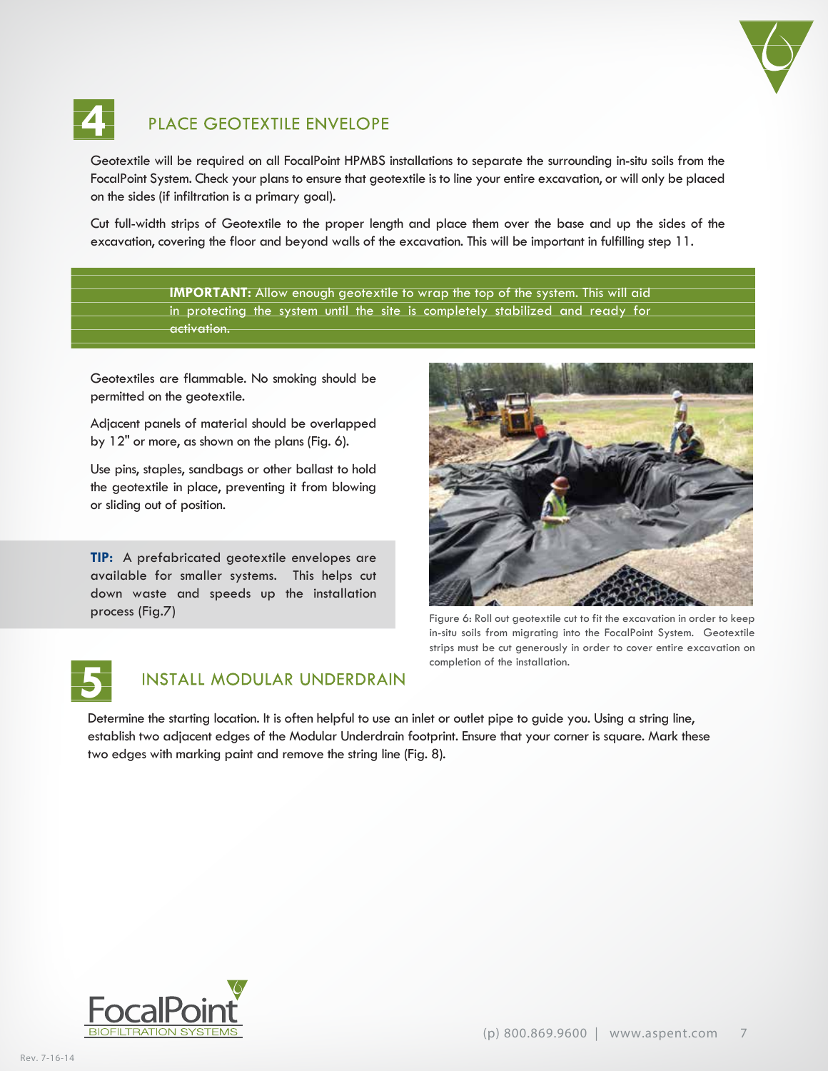## 4 PLACE GEOTEXTILE ENVELOPE

Geotextile will be required on all FocalPoint HPMBS installations to separate the surrounding in-situ soils from the FocalPoint System. Check your plans to ensure that geotextile is to line your entire excavation, or will only be placed on the sides (if infiltration is a primary goal).

Cut full-width strips of Geotextile to the proper length and place them over the base and up the sides of the excavation, covering the floor and beyond walls of the excavation. This will be important in fulfilling step 11.

**IMPORTANT:** Allow enough geotextile to wrap the top of the system. This will aid in protecting the system until the site is completely stabilized and ready for activation.

Geotextiles are flammable. No smoking should be permitted on the geotextile.

Adjacent panels of material should be overlapped by 12" or more, as shown on the plans (Fig. 6).

Use pins, staples, sandbags or other ballast to hold the geotextile in place, preventing it from blowing or sliding out of position.

**TIP:** A prefabricated geotextile envelopes are available for smaller systems. This helps cut down waste and speeds up the installation process (Fig.7)

Figure 6: Roll out geotextile cut to fit the excavation in order to keep in-situ soils from migrating into the FocalPoint System. Geotextile strips must be cut generously in order to cover entire excavation on completion of the installation.

## 5 INSTALL MODULAR UNDERDRAIN

Determine the starting location. It is often helpful to use an inlet or outlet pipe to guide you. Using a string line, establish two adjacent edges of the Modular Underdrain footprint. Ensure that your corner is square. Mark these two edges with marking paint and remove the string line (Fig. 8).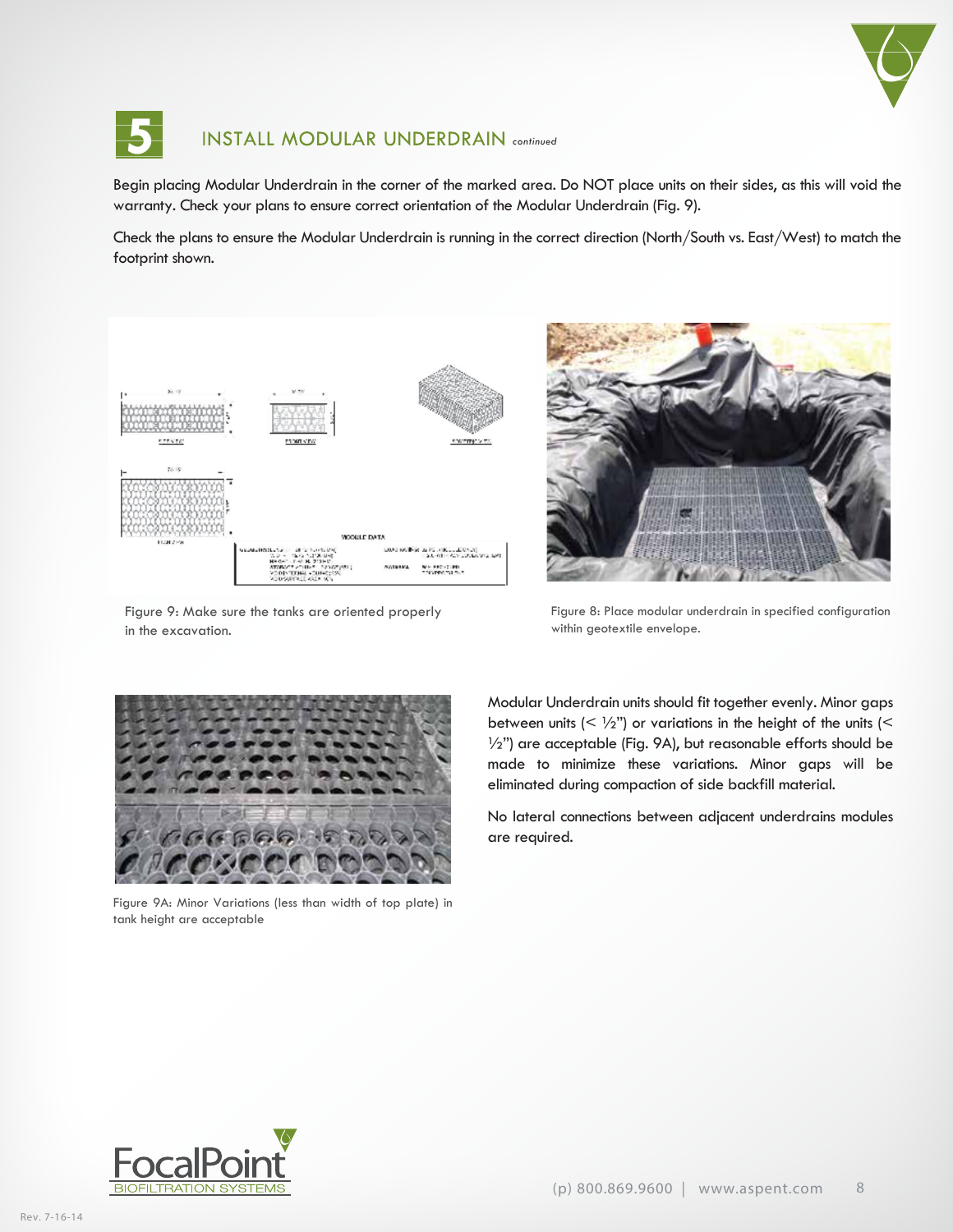## 5 INSTALL MODULAR UNDERDRAIN *continued*

Begin placing Modular Underdrain in the corner of the marked area. Do NOT place units on their sides, as this will void the warranty. Check your plans to ensure correct orientation of the Modular Underdrain (Fig. 9).

Check the plans to ensure the Modular Underdrain is running in the correct direction (North/South vs. East/West) to match the footprint shown.

Figure 9: Make sure the tanks are oriented properly in the excavation.

Figure 8: Place modular underdrain in specified configuration within geotextile envelope.

Figure 9A: Minor Variations (less than width of top plate) in tank height are acceptable

Modular Underdrain units should fit together evenly. Minor gaps between units (< ½") or variations in the height of the units (< ½") are acceptable (Fig. 9A), but reasonable efforts should be made to minimize these variations. Minor gaps will be eliminated during compaction of side backfill material.

No lateral connections between adjacent underdrains modules are required.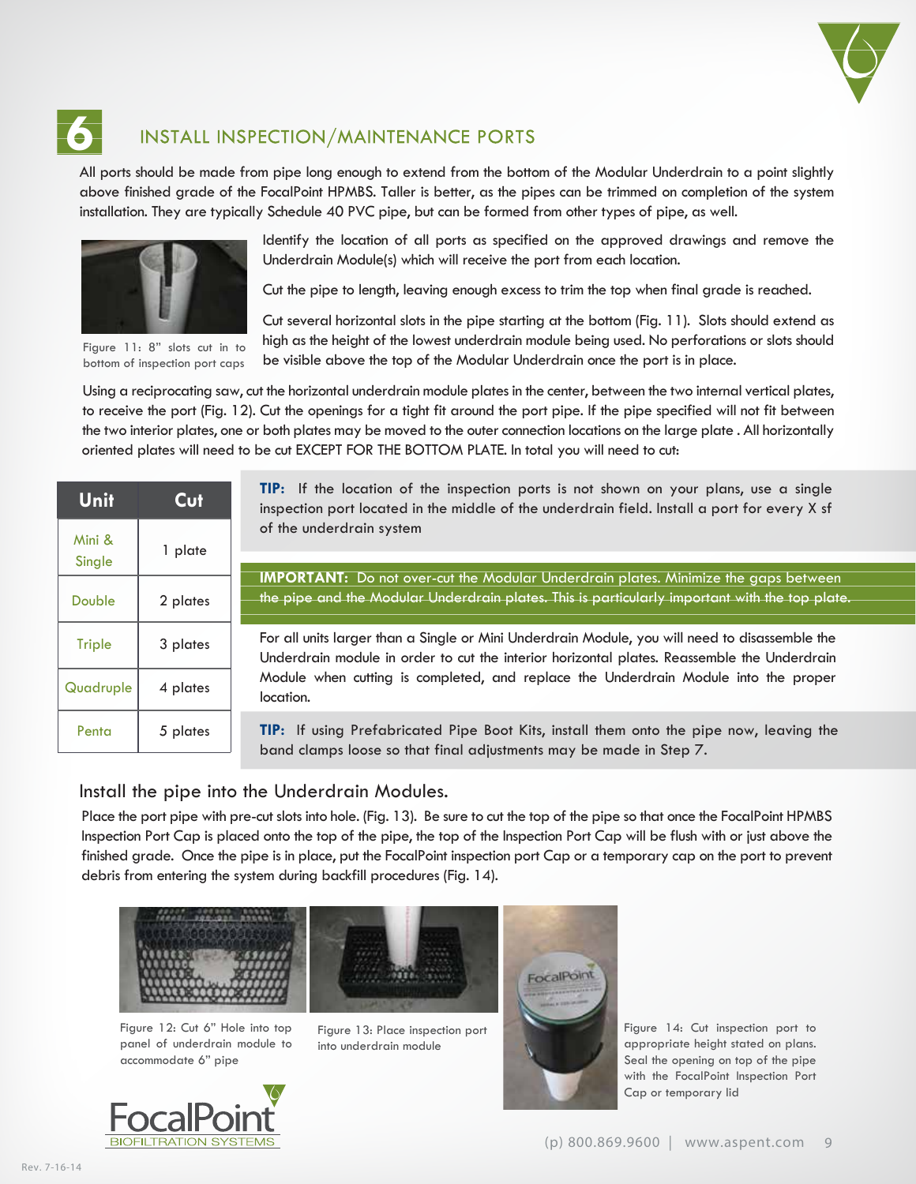## 6 INSTALL INSPECTION/MAINTENANCE PORTS

All ports should be made from pipe long enough to extend from the bottom of the Modular Underdrain to a point slightly above finished grade of the FocalPoint HPMBS. Taller is better, as the pipes can be trimmed on completion of the system installation. They are typically Schedule 40 PVC pipe, but can be formed from other types of pipe, as well.

Figure 11: 8" slots cut in to bottom of inspection port caps

Identify the location of all ports as specified on the approved drawings and remove the Underdrain Module(s) which will receive the port from each location.

Cut the pipe to length, leaving enough excess to trim the top when final grade is reached.

Cut several horizontal slots in the pipe starting at the bottom (Fig. 11). Slots should extend as high as the height of the lowest underdrain module being used. No perforations or slots should be visible above the top of the Modular Underdrain once the port is in place.

Using a reciprocating saw, cut the horizontal underdrain module plates in the center, between the two internal vertical plates, to receive the port (Fig. 12). Cut the openings for a tight fit around the port pipe. If the pipe specified will not fit between the two interior plates, one or both plates may be moved to the outer connection locations on the large plate . All horizontally oriented plates will need to be cut EXCEPT FOR THE BOTTOM PLATE. In total you will need to cut:

| Unit | Cut |
|---|---|
| Mini & Single | 1 plate |
| Double | 2 plates |
| Triple | 3 plates |
| Quadruple | 4 plates |
| Penta | 5 plates |

**TIP:** If the location of the inspection ports is not shown on your plans, use a single inspection port located in the middle of the underdrain field. Install a port for every X sf of the underdrain system

**IMPORTANT:** Do not over-cut the Modular Underdrain plates. Minimize the gaps between the pipe and the Modular Underdrain plates. This is particularly important with the top plate.

For all units larger than a Single or Mini Underdrain Module, you will need to disassemble the Underdrain module in order to cut the interior horizontal plates. Reassemble the Underdrain Module when cutting is completed, and replace the Underdrain Module into the proper location.

**TIP:** If using Prefabricated Pipe Boot Kits, install them onto the pipe now, leaving the band clamps loose so that final adjustments may be made in Step 7.

### Install the pipe into the Underdrain Modules.

Place the port pipe with pre-cut slots into hole. (Fig. 13). Be sure to cut the top of the pipe so that once the FocalPoint HPMBS Inspection Port Cap is placed onto the top of the pipe, the top of the Inspection Port Cap will be flush with or just above the finished grade. Once the pipe is in place, put the FocalPoint inspection port Cap or a temporary cap on the port to prevent debris from entering the system during backfill procedures (Fig. 14).

Figure 12: Cut 6" Hole into top panel of underdrain module to accommodate 6" pipe

Figure 13: Place inspection port into underdrain module

Figure 14: Cut inspection port to appropriate height stated on plans. Seal the opening on top of the pipe with the FocalPoint Inspection Port Cap or temporary lid

FocalPoint BIOFILTRATION SYSTEMS

(p) 800.869.9600 | www.aspent.com

Rev. 7-16-14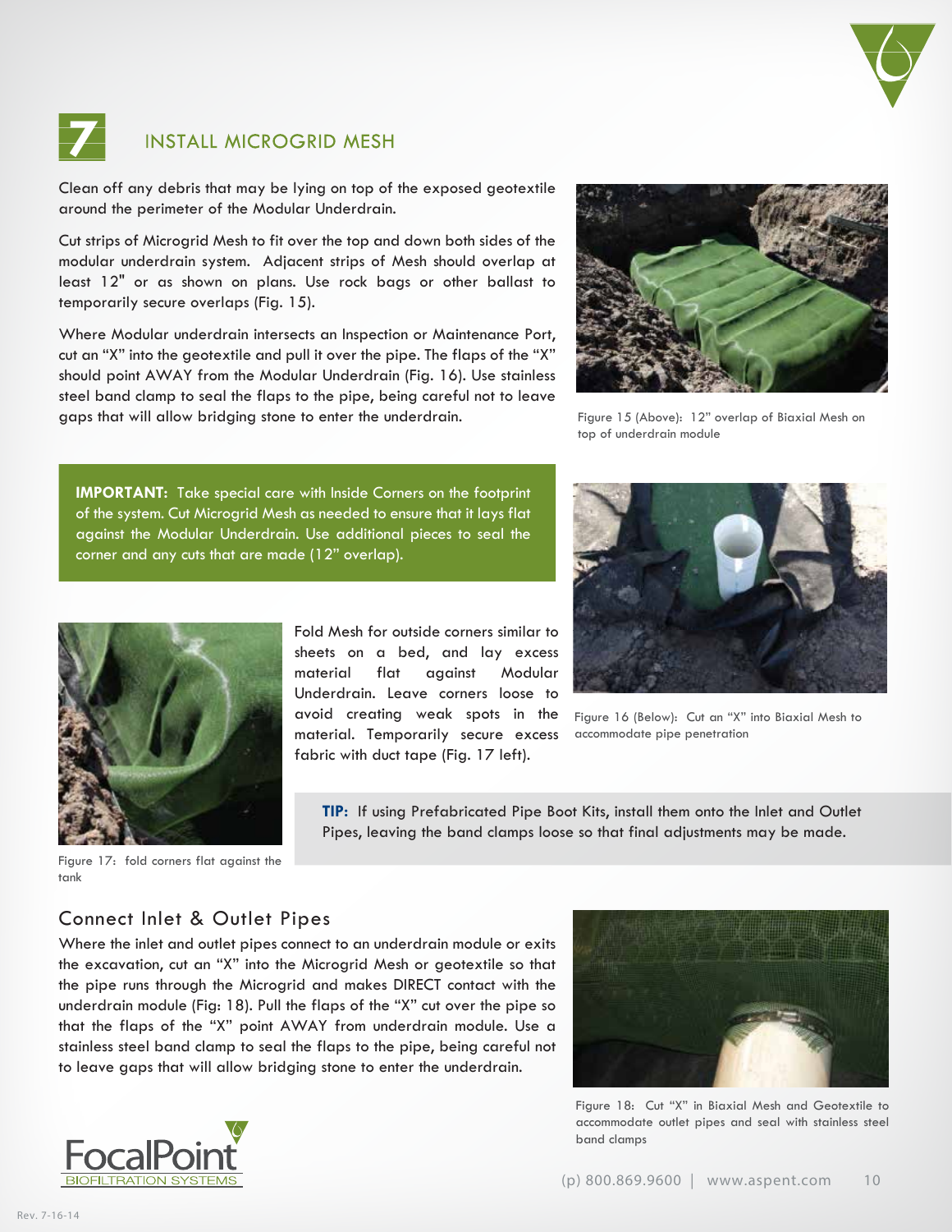## 7 INSTALL MICROGRID MESH

Clean off any debris that may be lying on top of the exposed geotextile around the perimeter of the Modular Underdrain.

Cut strips of Microgrid Mesh to fit over the top and down both sides of the modular underdrain system. Adjacent strips of Mesh should overlap at least 12" or as shown on plans. Use rock bags or other ballast to temporarily secure overlaps (Fig. 15).

Where Modular underdrain intersects an Inspection or Maintenance Port, cut an "X" into the geotextile and pull it over the pipe. The flaps of the "X" should point AWAY from the Modular Underdrain (Fig. 16). Use stainless steel band clamp to seal the flaps to the pipe, being careful not to leave gaps that will allow bridging stone to enter the underdrain.

Figure 15 (Above): 12" overlap of Biaxial Mesh on top of underdrain module

**IMPORTANT:** Take special care with Inside Corners on the footprint of the system. Cut Microgrid Mesh as needed to ensure that it lays flat against the Modular Underdrain. Use additional pieces to seal the corner and any cuts that are made (12" overlap).

Figure 16 (Below): Cut an "X" into Biaxial Mesh to accommodate pipe penetration

Fold Mesh for outside corners similar to sheets on a bed, and lay excess material flat against Modular Underdrain. Leave corners loose to avoid creating weak spots in the material. Temporarily secure excess fabric with duct tape (Fig. 17 left).

Figure 17: fold corners flat against the tank

**TIP:** If using Prefabricated Pipe Boot Kits, install them onto the Inlet and Outlet Pipes, leaving the band clamps loose so that final adjustments may be made.

### Connect Inlet & Outlet Pipes

Where the inlet and outlet pipes connect to an underdrain module or exits the excavation, cut an "X" into the Microgrid Mesh or geotextile so that the pipe runs through the Microgrid and makes DIRECT contact with the underdrain module (Fig: 18). Pull the flaps of the "X" cut over the pipe so that the flaps of the "X" point AWAY from underdrain module. Use a stainless steel band clamp to seal the flaps to the pipe, being careful not to leave gaps that will allow bridging stone to enter the underdrain.

Figure 18: Cut "X" in Biaxial Mesh and Geotextile to accommodate outlet pipes and seal with stainless steel band clamps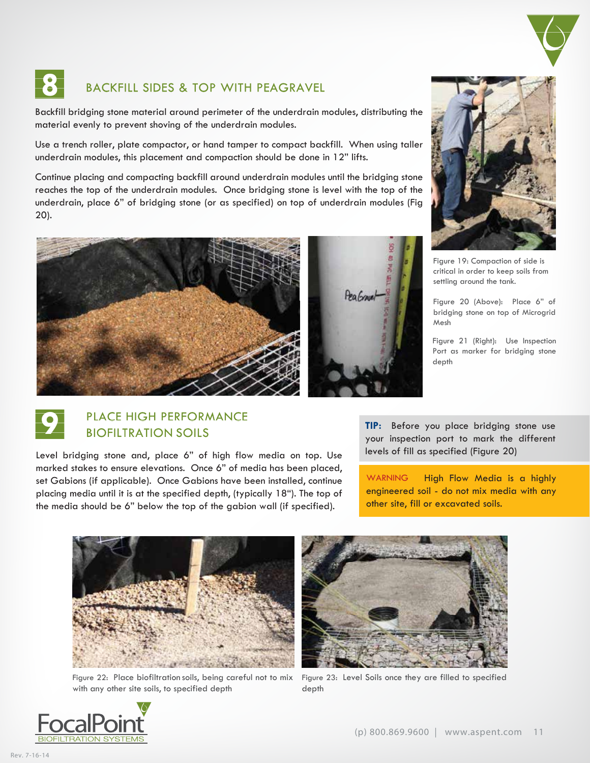## 8 BACKFILL SIDES & TOP WITH PEAGRAVEL

Backfill bridging stone material around perimeter of the underdrain modules, distributing the material evenly to prevent shoving of the underdrain modules.

Use a trench roller, plate compactor, or hand tamper to compact backfill. When using taller underdrain modules, this placement and compaction should be done in 12" lifts.

Continue placing and compacting backfill around underdrain modules until the bridging stone reaches the top of the underdrain modules. Once bridging stone is level with the top of the underdrain, place 6" of bridging stone (or as specified) on top of underdrain modules (Fig 20).

Figure 19: Compaction of side is critical in order to keep soils from settling around the tank.

Figure 20 (Above): Place 6" of bridging stone on top of Microgrid Mesh

Figure 21 (Right): Use Inspection Port as marker for bridging stone depth

## 9 PLACE HIGH PERFORMANCE BIOFILTRATION SOILS

Level bridging stone and, place 6" of high flow media on top. Use marked stakes to ensure elevations. Once 6" of media has been placed, set Gabions (if applicable). Once Gabions have been installed, continue placing media until it is at the specified depth, (typically 18"). The top of the media should be 6" below the top of the gabion wall (if specified).

**TIP:** Before you place bridging stone use your inspection port to mark the different levels of fill as specified (Figure 20)

WARNING High Flow Media is a highly engineered soil - do not mix media with any other site, fill or excavated soils.

Figure 22: Place biofiltration soils, being careful not to mix with any other site soils, to specified depth

Figure 23: Level Soils once they are filled to specified depth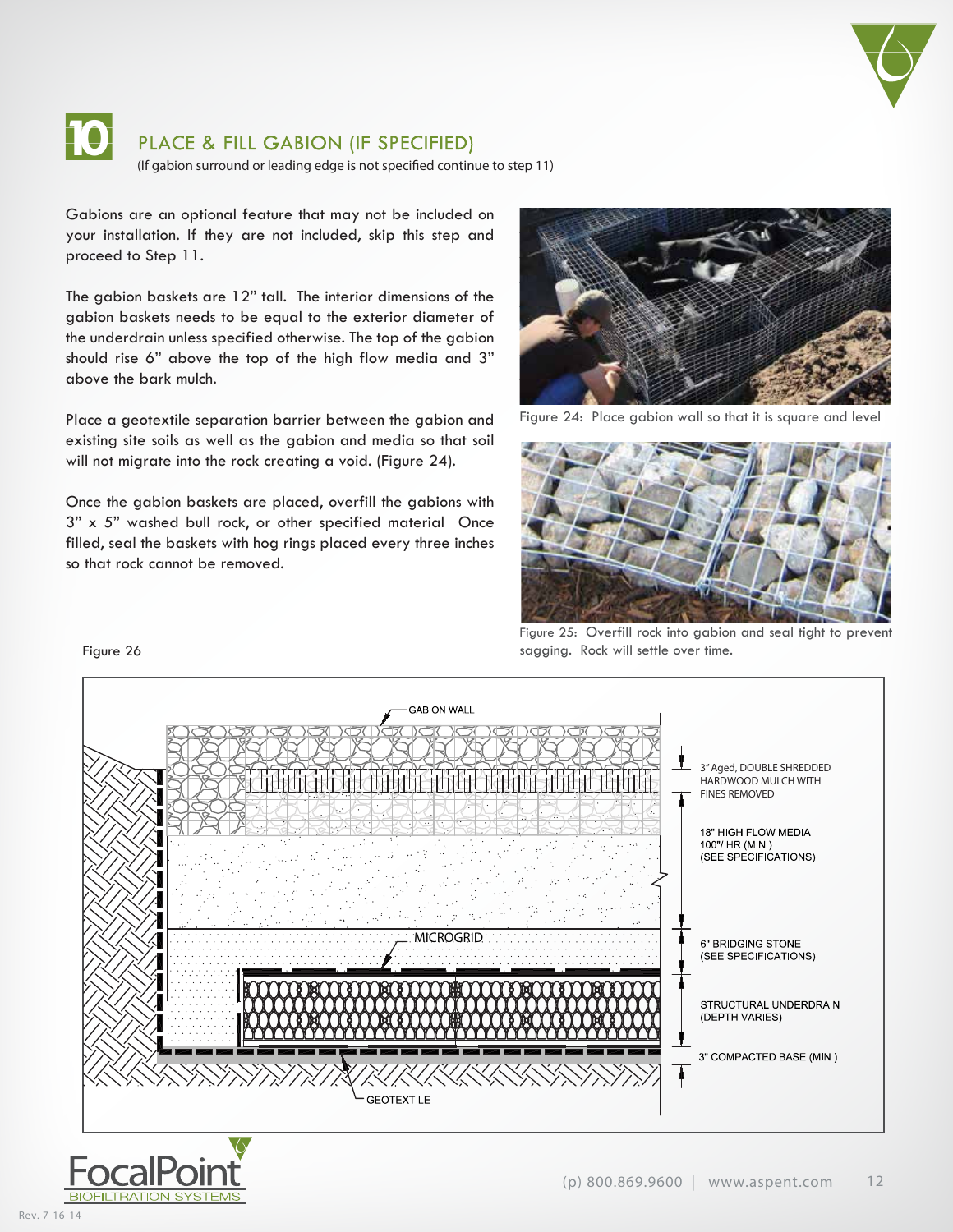## 10 PLACE & FILL GABION (IF SPECIFIED)

(If gabion surround or leading edge is not specified continue to step 11)

Gabions are an optional feature that may not be included on your installation. If they are not included, skip this step and proceed to Step 11.

The gabion baskets are 12" tall. The interior dimensions of the gabion baskets needs to be equal to the exterior diameter of the underdrain unless specified otherwise. The top of the gabion should rise 6" above the top of the high flow media and 3" above the bark mulch.

Place a geotextile separation barrier between the gabion and existing site soils as well as the gabion and media so that soil will not migrate into the rock creating a void. (Figure 24).

Once the gabion baskets are placed, overfill the gabions with 3" x 5" washed bull rock, or other specified material Once filled, seal the baskets with hog rings placed every three inches so that rock cannot be removed.

Figure 24: Place gabion wall so that it is square and level

Figure 25: Overfill rock into gabion and seal tight to prevent sagging. Rock will settle over time.

Figure 26

GABION WALL

3" Aged, DOUBLE SHREDDED HARDWOOD MULCH WITH FINES REMOVED

18" HIGH FLOW MEDIA 100"/ HR (MIN.) (SEE SPECIFICATIONS)

MICROGRID

6" BRIDGING STONE (SEE SPECIFICATIONS)

STRUCTURAL UNDERDRAIN (DEPTH VARIES)

3" COMPACTED BASE (MIN.)

GEOTEXTILE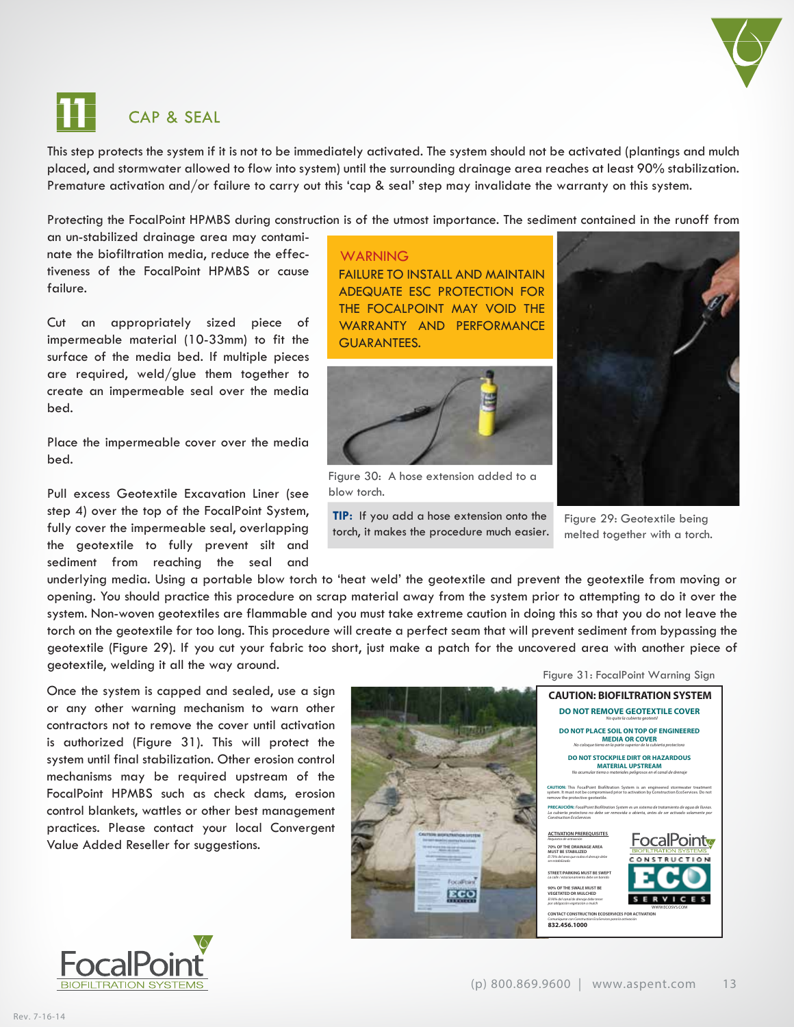## 11 CAP & SEAL

This step protects the system if it is not to be immediately activated. The system should not be activated (plantings and mulch placed, and stormwater allowed to flow into system) until the surrounding drainage area reaches at least 90% stabilization. Premature activation and/or failure to carry out this 'cap & seal' step may invalidate the warranty on this system.

Protecting the FocalPoint HPMBS during construction is of the utmost importance. The sediment contained in the runoff from an un-stabilized drainage area may contaminate the biofiltration media, reduce the effectiveness of the FocalPoint HPMBS or cause failure.

Cut an appropriately sized piece of impermeable material (10-33mm) to fit the surface of the media bed. If multiple pieces are required, weld/glue them together to create an impermeable seal over the media bed.

Place the impermeable cover over the media bed.

Pull excess Geotextile Excavation Liner (see step 4) over the top of the FocalPoint System, fully cover the impermeable seal, overlapping the geotextile to fully prevent silt and sediment from reaching the seal and underlying media. Using a portable blow torch to 'heat weld' the geotextile and prevent the geotextile from moving or opening. You should practice this procedure on scrap material away from the system prior to attempting to do it over the system. Non-woven geotextiles are flammable and you must take extreme caution in doing this so that you do not leave the torch on the geotextile for too long. This procedure will create a perfect seam that will prevent sediment from bypassing the geotextile (Figure 29). If you cut your fabric too short, just make a patch for the uncovered area with another piece of geotextile, welding it all the way around.

> **WARNING**
> FAILURE TO INSTALL AND MAINTAIN ADEQUATE ESC PROTECTION FOR THE FOCALPOINT MAY VOID THE WARRANTY AND PERFORMANCE GUARANTEES.

Figure 30: A hose extension added to a blow torch.

**TIP:** If you add a hose extension onto the torch, it makes the procedure much easier.

Figure 29: Geotextile being melted together with a torch.

Once the system is capped and sealed, use a sign or any other warning mechanism to warn other contractors not to remove the cover until activation is authorized (Figure 31). This will protect the system until final stabilization. Other erosion control mechanisms may be required upstream of the FocalPoint HPMBS such as check dams, erosion control blankets, wattles or other best management practices. Please contact your local Convergent Value Added Reseller for suggestions.

Figure 31: FocalPoint Warning Sign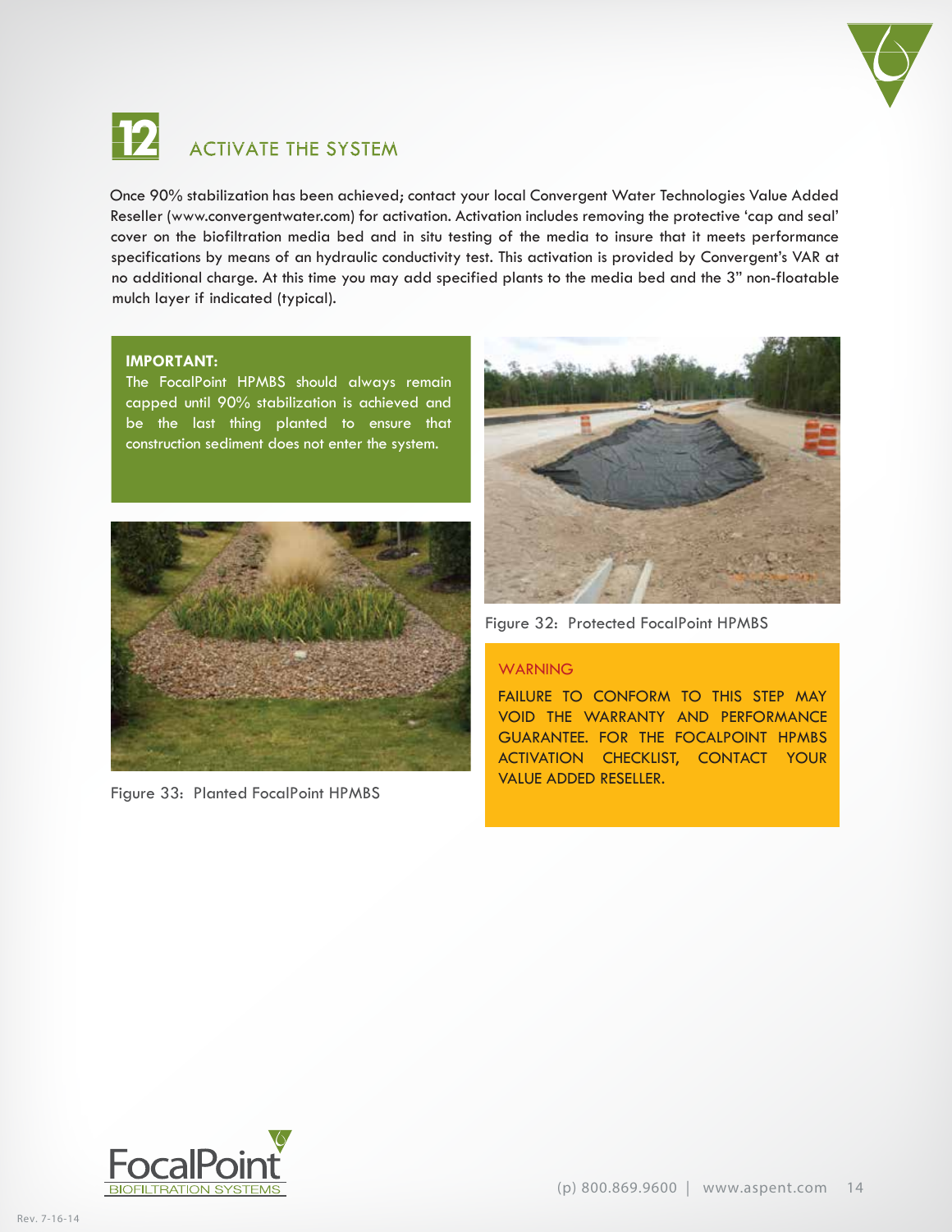## 12 ACTIVATE THE SYSTEM

Once 90% stabilization has been achieved; contact your local Convergent Water Technologies Value Added Reseller (www.convergentwater.com) for activation. Activation includes removing the protective 'cap and seal' cover on the biofiltration media bed and in situ testing of the media to insure that it meets performance specifications by means of an hydraulic conductivity test. This activation is provided by Convergent's VAR at no additional charge. At this time you may add specified plants to the media bed and the 3" non-floatable mulch layer if indicated (typical).

**IMPORTANT:**
The FocalPoint HPMBS should always remain capped until 90% stabilization is achieved and be the last thing planted to ensure that construction sediment does not enter the system.

Figure 32: Protected FocalPoint HPMBS

Figure 33: Planted FocalPoint HPMBS

WARNING

FAILURE TO CONFORM TO THIS STEP MAY VOID THE WARRANTY AND PERFORMANCE GUARANTEE. FOR THE FOCALPOINT HPMBS ACTIVATION CHECKLIST, CONTACT YOUR VALUE ADDED RESELLER.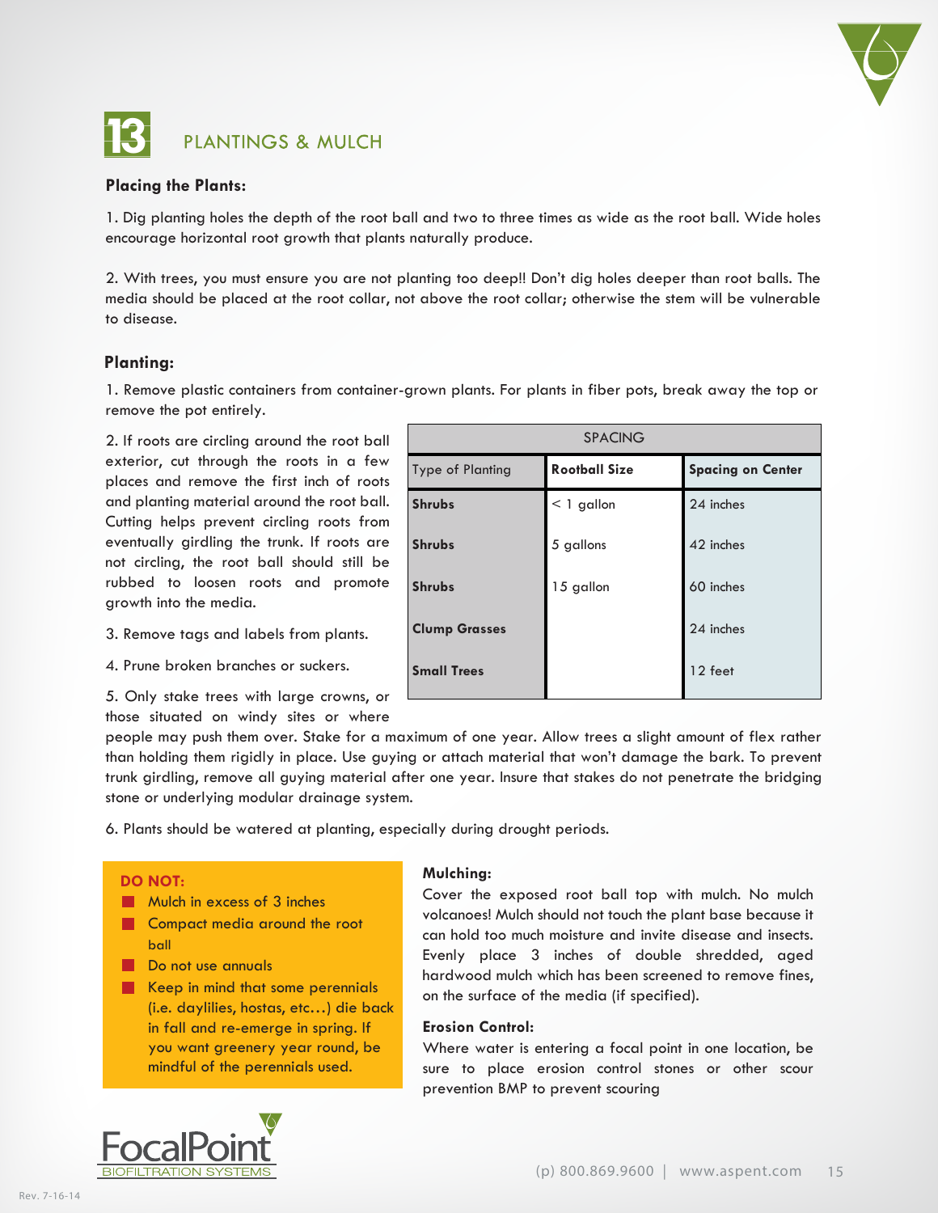## 13 PLANTINGS & MULCH

### Placing the Plants:

1. Dig planting holes the depth of the root ball and two to three times as wide as the root ball. Wide holes encourage horizontal root growth that plants naturally produce.

2. With trees, you must ensure you are not planting too deep!! Don't dig holes deeper than root balls. The media should be placed at the root collar, not above the root collar; otherwise the stem will be vulnerable to disease.

### Planting:

1. Remove plastic containers from container-grown plants. For plants in fiber pots, break away the top or remove the pot entirely.

2. If roots are circling around the root ball exterior, cut through the roots in a few places and remove the first inch of roots and planting material around the root ball. Cutting helps prevent circling roots from eventually girdling the trunk. If roots are not circling, the root ball should still be rubbed to loosen roots and promote growth into the media.

3. Remove tags and labels from plants.

4. Prune broken branches or suckers.

5. Only stake trees with large crowns, or those situated on windy sites or where people may push them over. Stake for a maximum of one year. Allow trees a slight amount of flex rather than holding them rigidly in place. Use guying or attach material that won't damage the bark. To prevent trunk girdling, remove all guying material after one year. Insure that stakes do not penetrate the bridging stone or underlying modular drainage system.

6. Plants should be watered at planting, especially during drought periods.

| SPACING | | |
|---|---|---|
| Type of Planting | **Rootball Size** | **Spacing on Center** |
| **Shrubs** | < 1 gallon | 24 inches |
| **Shrubs** | 5 gallons | 42 inches |
| **Shrubs** | 15 gallon | 60 inches |
| **Clump Grasses** | | 24 inches |
| **Small Trees** | | 12 feet |

**DO NOT:**

- Mulch in excess of 3 inches
- Compact media around the root ball
- Do not use annuals
- Keep in mind that some perennials (i.e. daylilies, hostas, etc…) die back in fall and re-emerge in spring. If you want greenery year round, be mindful of the perennials used.

### Mulching:

Cover the exposed root ball top with mulch. No mulch volcanoes! Mulch should not touch the plant base because it can hold too much moisture and invite disease and insects. Evenly place 3 inches of double shredded, aged hardwood mulch which has been screened to remove fines, on the surface of the media (if specified).

### Erosion Control:

Where water is entering a focal point in one location, be sure to place erosion control stones or other scour prevention BMP to prevent scouring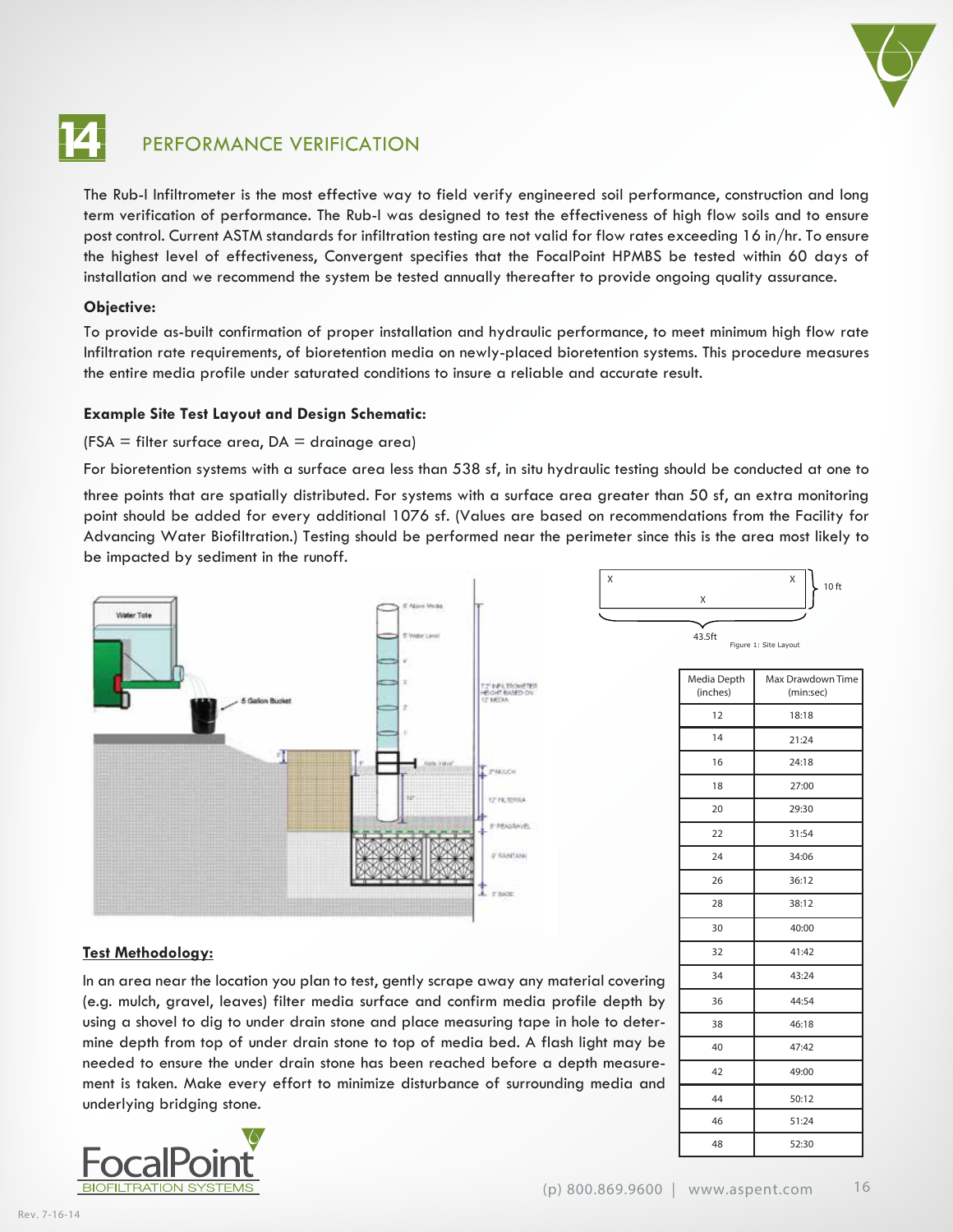# 14 PERFORMANCE VERIFICATION

The Rub-I Infiltrometer is the most effective way to field verify engineered soil performance, construction and long term verification of performance. The Rub-I was designed to test the effectiveness of high flow soils and to ensure post control. Current ASTM standards for infiltration testing are not valid for flow rates exceeding 16 in/hr. To ensure the highest level of effectiveness, Convergent specifies that the FocalPoint HPMBS be tested within 60 days of installation and we recommend the system be tested annually thereafter to provide ongoing quality assurance.

**Objective:**

To provide as-built confirmation of proper installation and hydraulic performance, to meet minimum high flow rate Infiltration rate requirements, of bioretention media on newly-placed bioretention systems. This procedure measures the entire media profile under saturated conditions to insure a reliable and accurate result.

**Example Site Test Layout and Design Schematic:**

(FSA = filter surface area, DA = drainage area)

For bioretention systems with a surface area less than 538 sf, in situ hydraulic testing should be conducted at one to three points that are spatially distributed. For systems with a surface area greater than 50 sf, an extra monitoring point should be added for every additional 1076 sf. (Values are based on recommendations from the Facility for Advancing Water Biofiltration.) Testing should be performed near the perimeter since this is the area most likely to be impacted by sediment in the runoff.

Figure 1: Site Layout

| Media Depth (inches) | Max Drawdown Time (min:sec) |
|---|---|
| 12 | 18:18 |
| 14 | 21:24 |
| 16 | 24:18 |
| 18 | 27:00 |
| 20 | 29:30 |
| 22 | 31:54 |
| 24 | 34:06 |
| 26 | 36:12 |
| 28 | 38:12 |
| 30 | 40:00 |
| 32 | 41:42 |
| 34 | 43:24 |
| 36 | 44:54 |
| 38 | 46:18 |
| 40 | 47:42 |
| 42 | 49:00 |
| 44 | 50:12 |
| 46 | 51:24 |
| 48 | 52:30 |

**Test Methodology:**

In an area near the location you plan to test, gently scrape away any material covering (e.g. mulch, gravel, leaves) filter media surface and confirm media profile depth by using a shovel to dig to under drain stone and place measuring tape in hole to determine depth from top of under drain stone to top of media bed. A flash light may be needed to ensure the under drain stone has been reached before a depth measurement is taken. Make every effort to minimize disturbance of surrounding media and underlying bridging stone.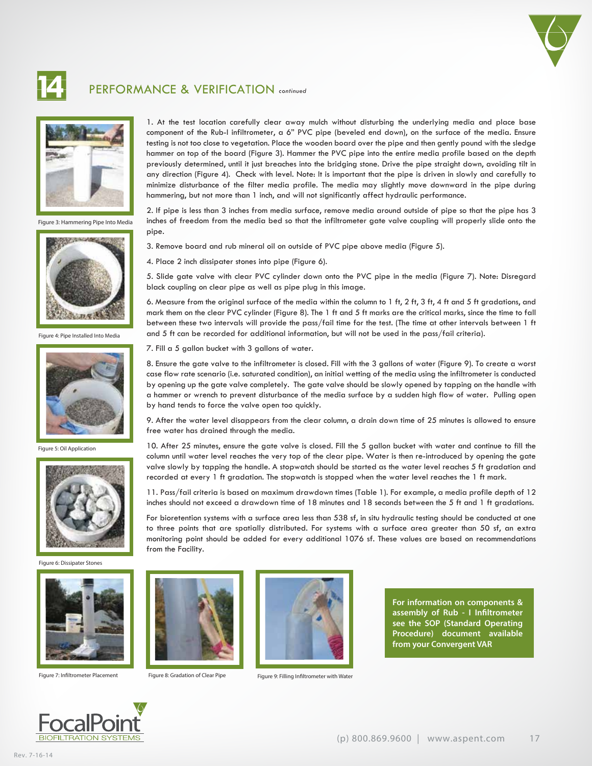# 14 PERFORMANCE & VERIFICATION *continued*

Figure 3: Hammering Pipe Into Media

Figure 4: Pipe Installed Into Media

Figure 5: Oil Application

Figure 6: Dissipater Stones

1. At the test location carefully clear away mulch without disturbing the underlying media and place base component of the Rub-I infiltrometer, a 6" PVC pipe (beveled end down), on the surface of the media. Ensure testing is not too close to vegetation. Place the wooden board over the pipe and then gently pound with the sledge hammer on top of the board (Figure 3). Hammer the PVC pipe into the entire media profile based on the depth previously determined, until it just breaches into the bridging stone. Drive the pipe straight down, avoiding tilt in any direction (Figure 4). Check with level. Note: It is important that the pipe is driven in slowly and carefully to minimize disturbance of the filter media profile. The media may slightly move downward in the pipe during hammering, but not more than 1 inch, and will not significantly affect hydraulic performance.

2. If pipe is less than 3 inches from media surface, remove media around outside of pipe so that the pipe has 3 inches of freedom from the media bed so that the infiltrometer gate valve coupling will properly slide onto the pipe.

3. Remove board and rub mineral oil on outside of PVC pipe above media (Figure 5).

4. Place 2 inch dissipater stones into pipe (Figure 6).

5. Slide gate valve with clear PVC cylinder down onto the PVC pipe in the media (Figure 7). Note: Disregard black coupling on clear pipe as well as pipe plug in this image.

6. Measure from the original surface of the media within the column to 1 ft, 2 ft, 3 ft, 4 ft and 5 ft gradations, and mark them on the clear PVC cylinder (Figure 8). The 1 ft and 5 ft marks are the critical marks, since the time to fall between these two intervals will provide the pass/fail time for the test. (The time at other intervals between 1 ft and 5 ft can be recorded for additional information, but will not be used in the pass/fail criteria).

7. Fill a 5 gallon bucket with 3 gallons of water.

8. Ensure the gate valve to the infiltrometer is closed. Fill with the 3 gallons of water (Figure 9). To create a worst case flow rate scenario (i.e. saturated condition), an initial wetting of the media using the infiltrometer is conducted by opening up the gate valve completely. The gate valve should be slowly opened by tapping on the handle with a hammer or wrench to prevent disturbance of the media surface by a sudden high flow of water. Pulling open by hand tends to force the valve open too quickly.

9. After the water level disappears from the clear column, a drain down time of 25 minutes is allowed to ensure free water has drained through the media.

10. After 25 minutes, ensure the gate valve is closed. Fill the 5 gallon bucket with water and continue to fill the column until water level reaches the very top of the clear pipe. Water is then re-introduced by opening the gate valve slowly by tapping the handle. A stopwatch should be started as the water level reaches 5 ft gradation and recorded at every 1 ft gradation. The stopwatch is stopped when the water level reaches the 1 ft mark.

11. Pass/fail criteria is based on maximum drawdown times (Table 1). For example, a media profile depth of 12 inches should not exceed a drawdown time of 18 minutes and 18 seconds between the 5 ft and 1 ft gradations.

For bioretention systems with a surface area less than 538 sf, in situ hydraulic testing should be conducted at one to three points that are spatially distributed. For systems with a surface area greater than 50 sf, an extra monitoring point should be added for every additional 1076 sf. These values are based on recommendations from the Facility.

Figure 7: Infiltrometer Placement

Figure 8: Gradation of Clear Pipe

Figure 9: Filling Infiltrometer with Water

**For information on components & assembly of Rub - I Infiltrometer see the SOP (Standard Operating Procedure) document available from your Convergent VAR**

FocalPoint BIOFILTRATION SYSTEMS

(p) 800.869.9600 | www.aspent.com

Rev. 7-16-14